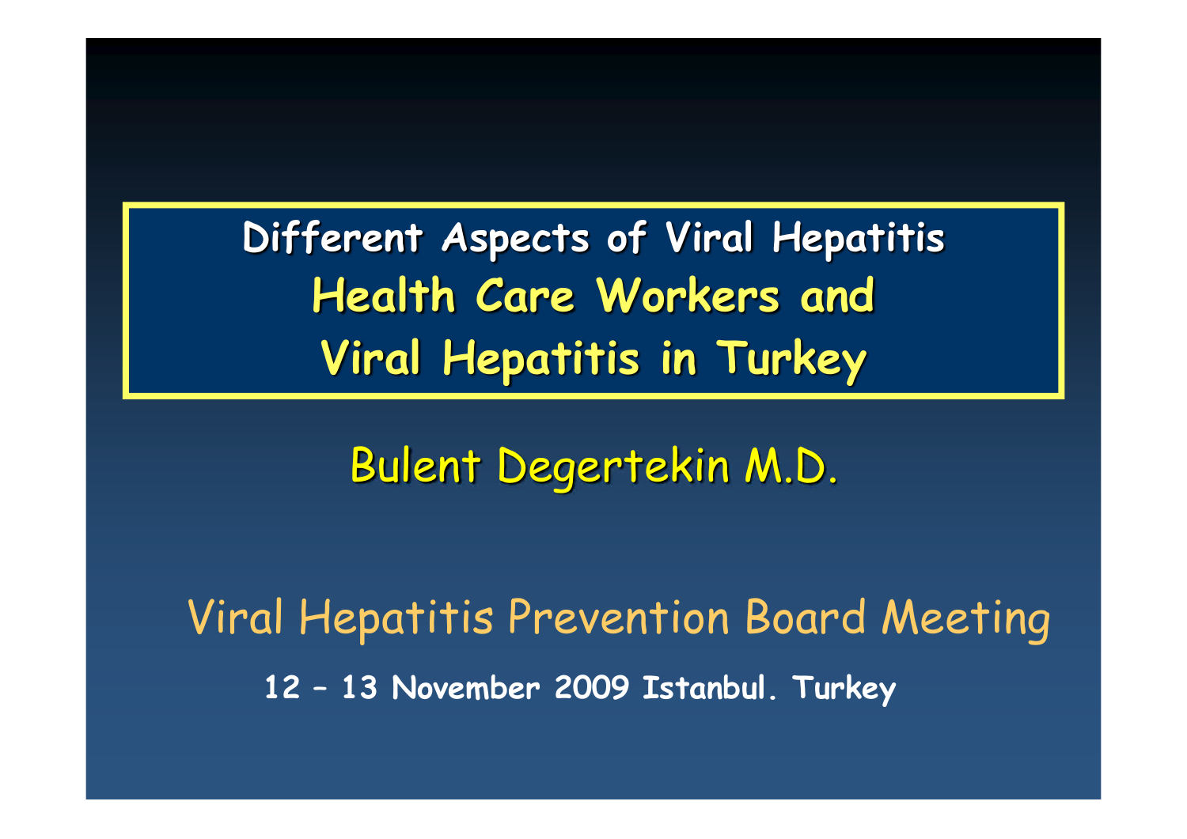# Different Aspects of Viral Hepatitis
# Health Care Workers and Viral Hepatitis in Turkey

Bulent Degertekin M.D.

Viral Hepatitis Prevention Board Meeting

**12 – 13 November 2009 Istanbul. Turkey**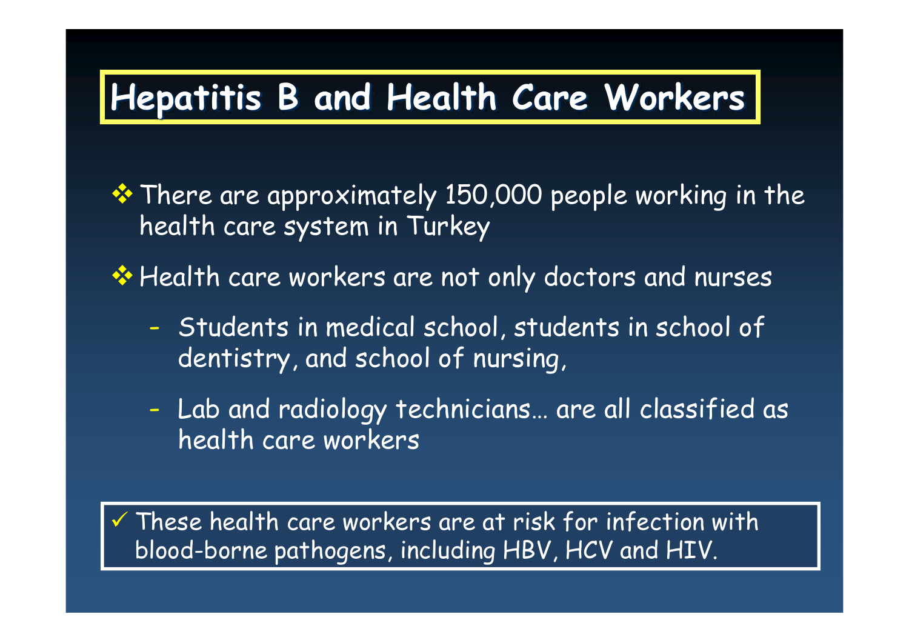# Hepatitis B and Health Care Workers

- There are approximately 150,000 people working in the health care system in Turkey
- Health care workers are not only doctors and nurses
  - Students in medical school, students in school of dentistry, and school of nursing,
  - Lab and radiology technicians… are all classified as health care workers

✓ These health care workers are at risk for infection with blood-borne pathogens, including HBV, HCV and HIV.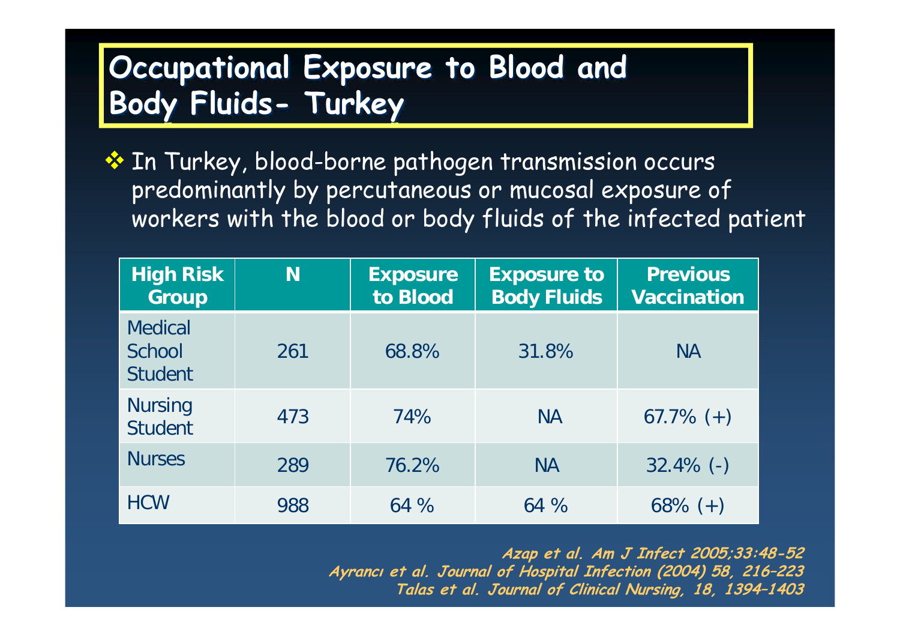# Occupational Exposure to Blood and Body Fluids- Turkey

- In Turkey, blood-borne pathogen transmission occurs predominantly by percutaneous or mucosal exposure of workers with the blood or body fluids of the infected patient

| High Risk Group | N | Exposure to Blood | Exposure to Body Fluids | Previous Vaccination |
|---|---|---|---|---|
| Medical School Student | 261 | 68.8% | 31.8% | NA |
| Nursing Student | 473 | 74% | NA | 67.7% (+) |
| Nurses | 289 | 76.2% | NA | 32.4% (-) |
| HCW | 988 | 64 % | 64 % | 68% (+) |

*Azap et al. Am J Infect 2005;33:48-52*
*Ayrancı et al. Journal of Hospital Infection (2004) 58, 216–223*
*Talas et al. Journal of Clinical Nursing, 18, 1394–1403*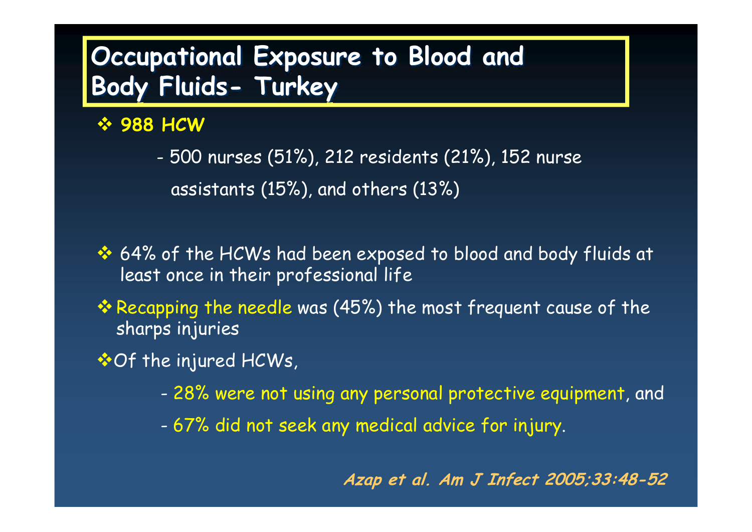# Occupational Exposure to Blood and Body Fluids- Turkey

- **988 HCW**
  - 500 nurses (51%), 212 residents (21%), 152 nurse assistants (15%), and others (13%)
- 64% of the HCWs had been exposed to blood and body fluids at least once in their professional life
- Recapping the needle was (45%) the most frequent cause of the sharps injuries
- Of the injured HCWs,
  - 28% were not using any personal protective equipment, and
  - 67% did not seek any medical advice for injury.

***Azap et al. Am J Infect 2005;33:48-52***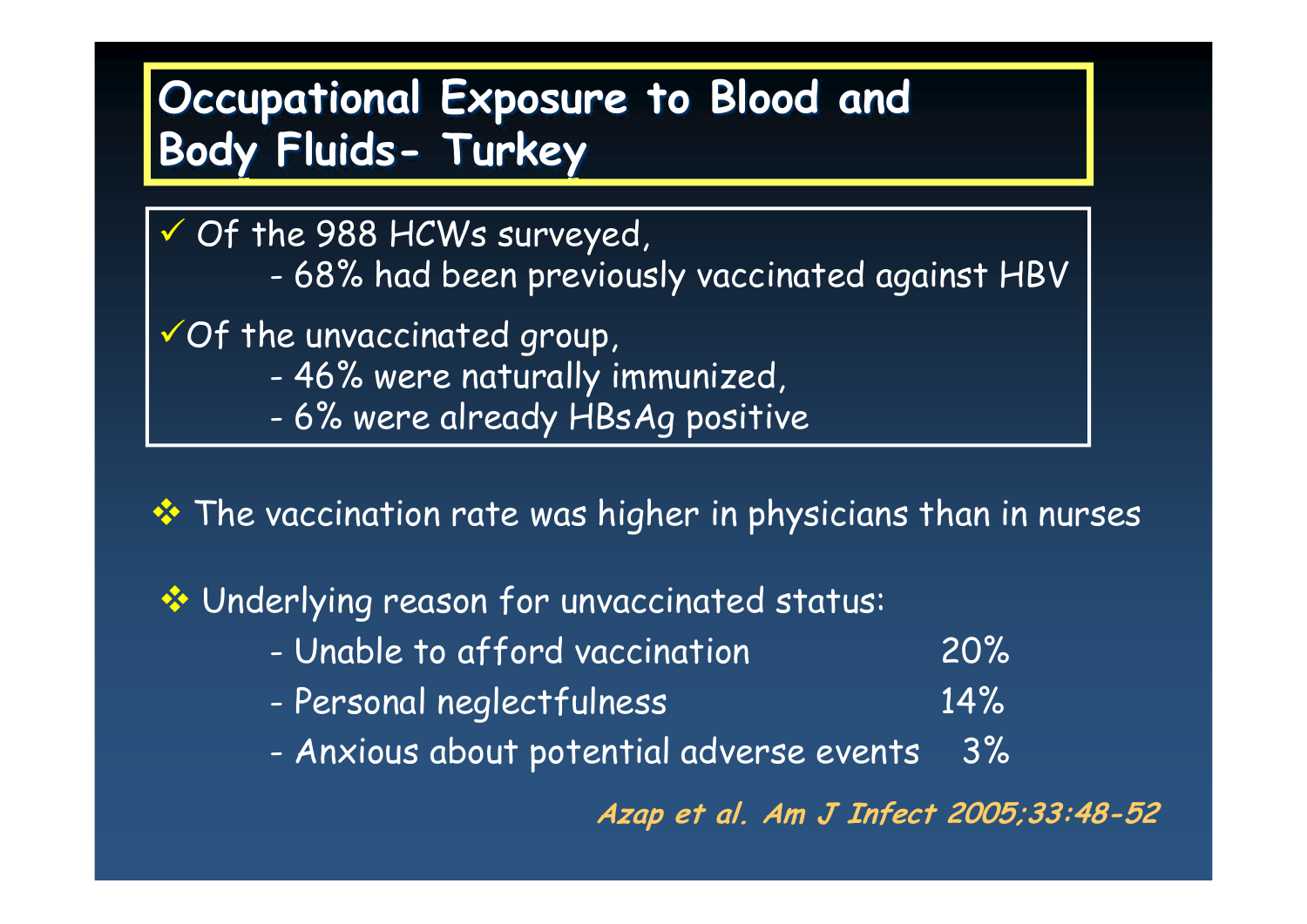# Occupational Exposure to Blood and Body Fluids- Turkey

- ✓ Of the 988 HCWs surveyed,
  - 68% had been previously vaccinated against HBV
- ✓ Of the unvaccinated group,
  - 46% were naturally immunized,
  - 6% were already HBsAg positive

- The vaccination rate was higher in physicians than in nurses

- Underlying reason for unvaccinated status:

| Reason | % |
|---|---|
| Unable to afford vaccination | 20% |
| Personal neglectfulness | 14% |
| Anxious about potential adverse events | 3% |

***Azap et al. Am J Infect 2005;33:48-52***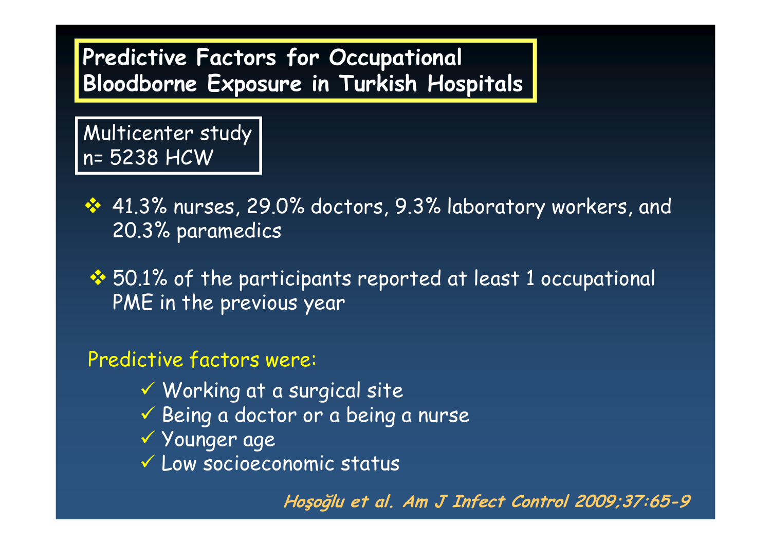# Predictive Factors for Occupational Bloodborne Exposure in Turkish Hospitals

Multicenter study
n= 5238 HCW

- 41.3% nurses, 29.0% doctors, 9.3% laboratory workers, and 20.3% paramedics

- 50.1% of the participants reported at least 1 occupational PME in the previous year

Predictive factors were:

- ✓ Working at a surgical site
- ✓ Being a doctor or a being a nurse
- ✓ Younger age
- ✓ Low socioeconomic status

***Hoşoğlu et al. Am J Infect Control 2009;37:65-9***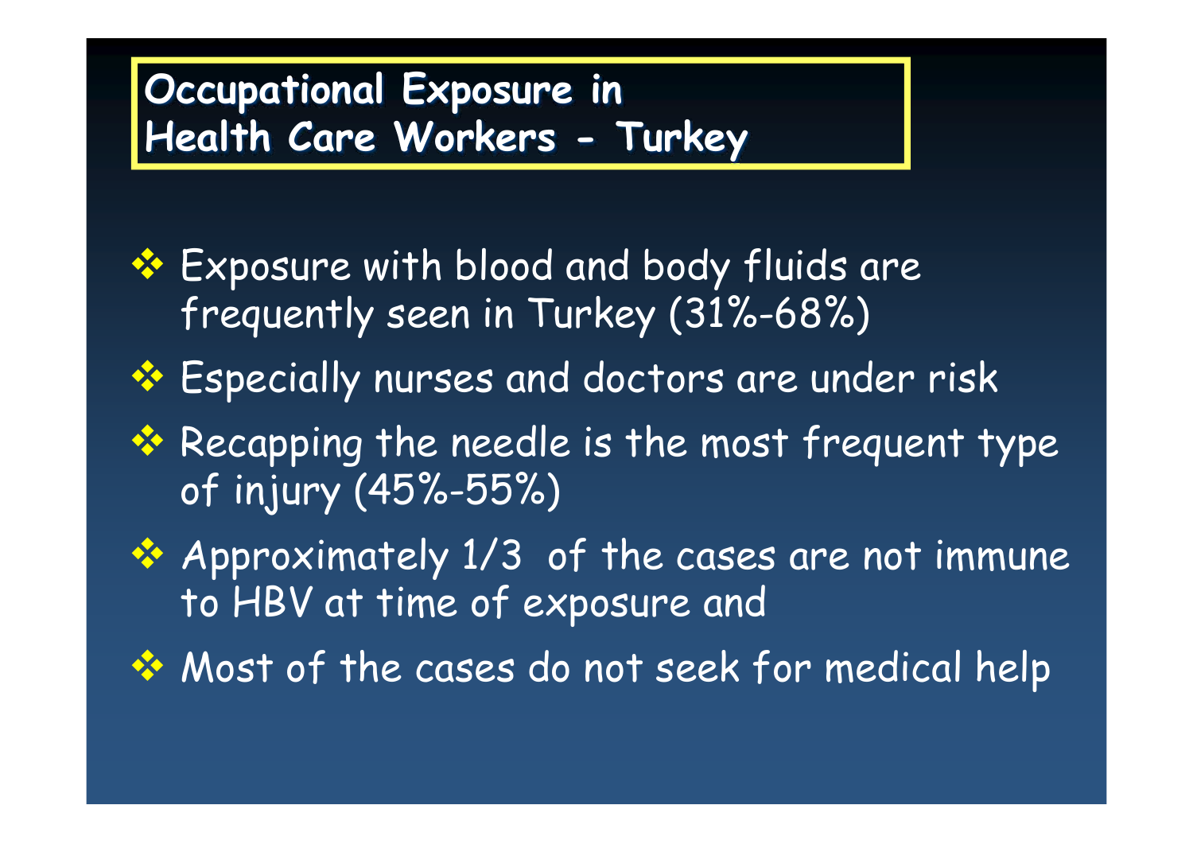# Occupational Exposure in Health Care Workers - Turkey

- Exposure with blood and body fluids are frequently seen in Turkey (31%-68%)
- Especially nurses and doctors are under risk
- Recapping the needle is the most frequent type of injury (45%-55%)
- Approximately 1/3 of the cases are not immune to HBV at time of exposure and
- Most of the cases do not seek for medical help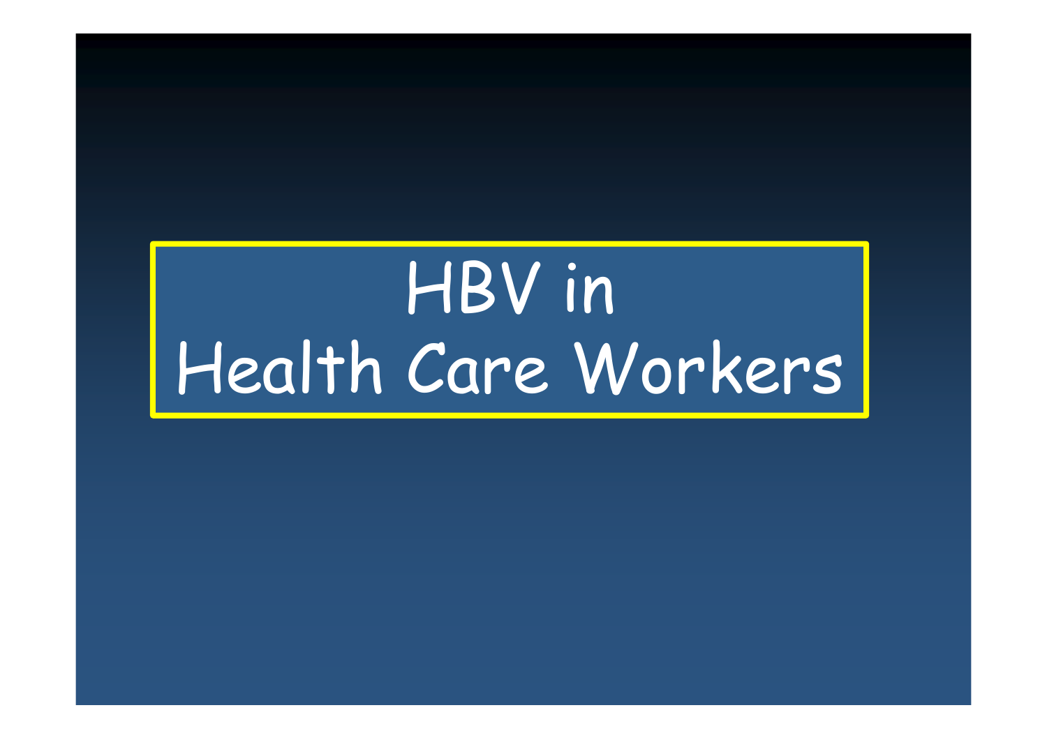# HBV in Health Care Workers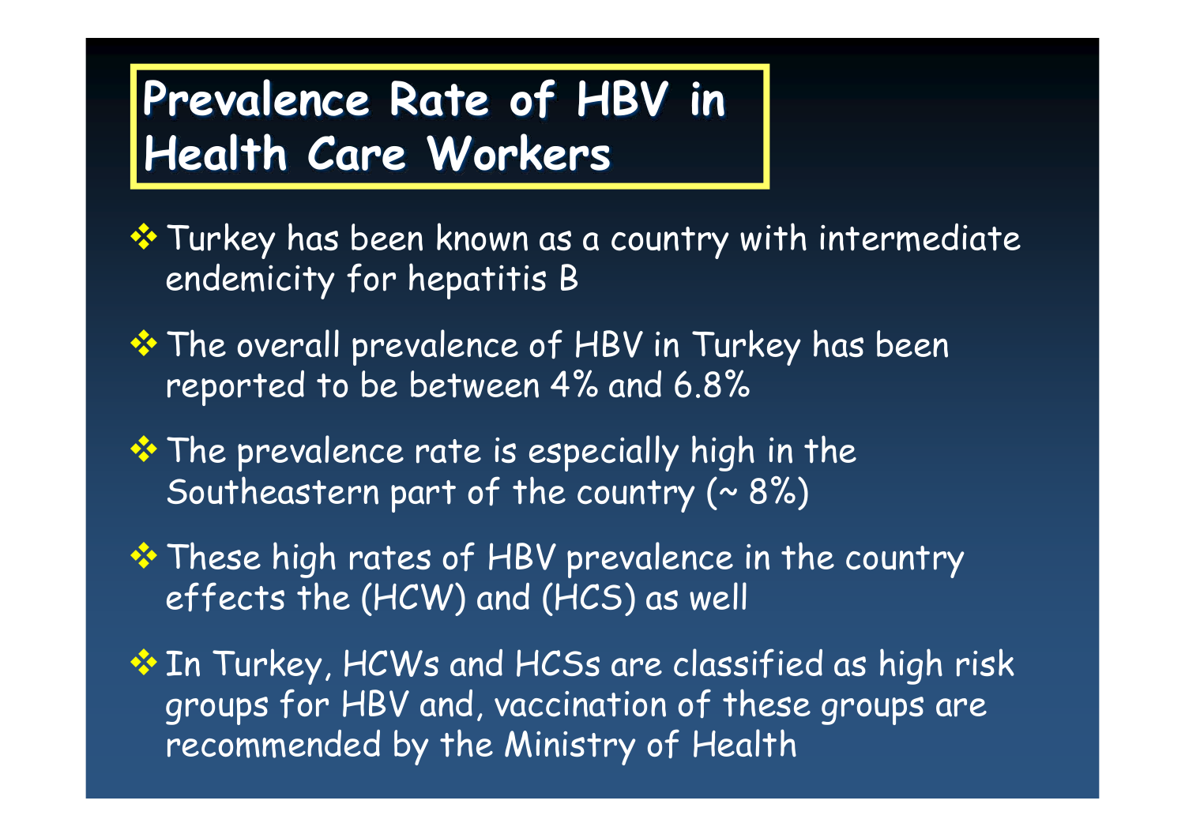# Prevalence Rate of HBV in Health Care Workers

- Turkey has been known as a country with intermediate endemicity for hepatitis B
- The overall prevalence of HBV in Turkey has been reported to be between 4% and 6.8%
- The prevalence rate is especially high in the Southeastern part of the country (~ 8%)
- These high rates of HBV prevalence in the country effects the (HCW) and (HCS) as well
- In Turkey, HCWs and HCSs are classified as high risk groups for HBV and, vaccination of these groups are recommended by the Ministry of Health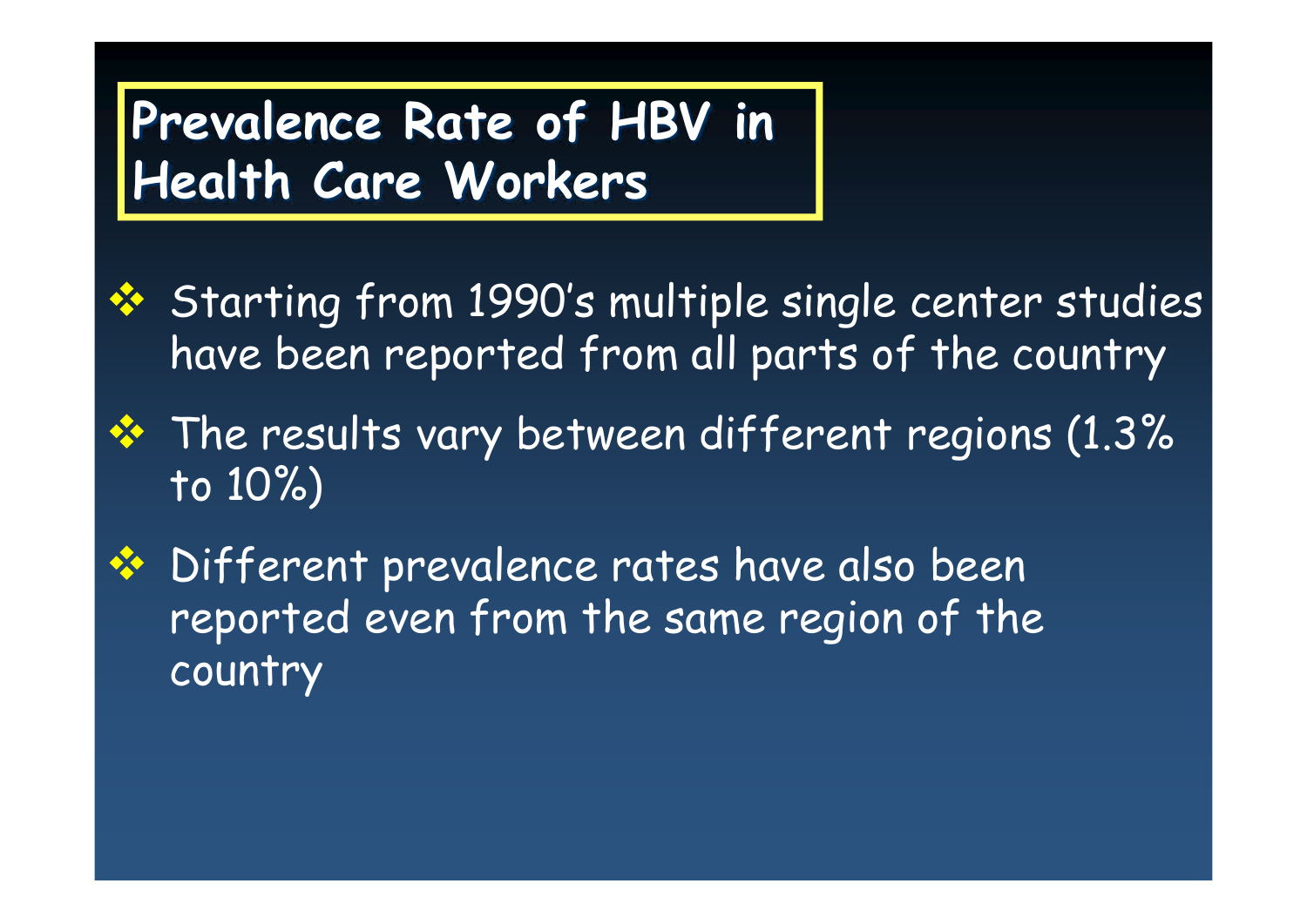# Prevalence Rate of HBV in Health Care Workers

- Starting from 1990's multiple single center studies have been reported from all parts of the country
- The results vary between different regions (1.3% to 10%)
- Different prevalence rates have also been reported even from the same region of the country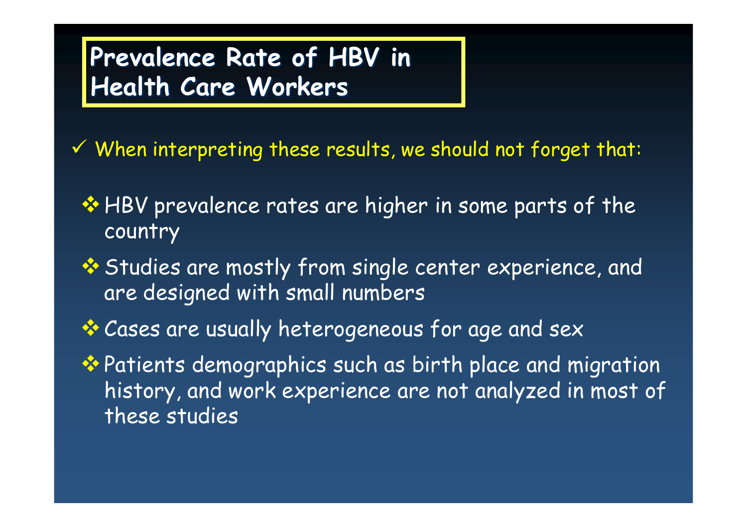# Prevalence Rate of HBV in Health Care Workers

- ✓ When interpreting these results, we should not forget that:
  - ❖ HBV prevalence rates are higher in some parts of the country
  - ❖ Studies are mostly from single center experience, and are designed with small numbers
  - ❖ Cases are usually heterogeneous for age and sex
  - ❖ Patients demographics such as birth place and migration history, and work experience are not analyzed in most of these studies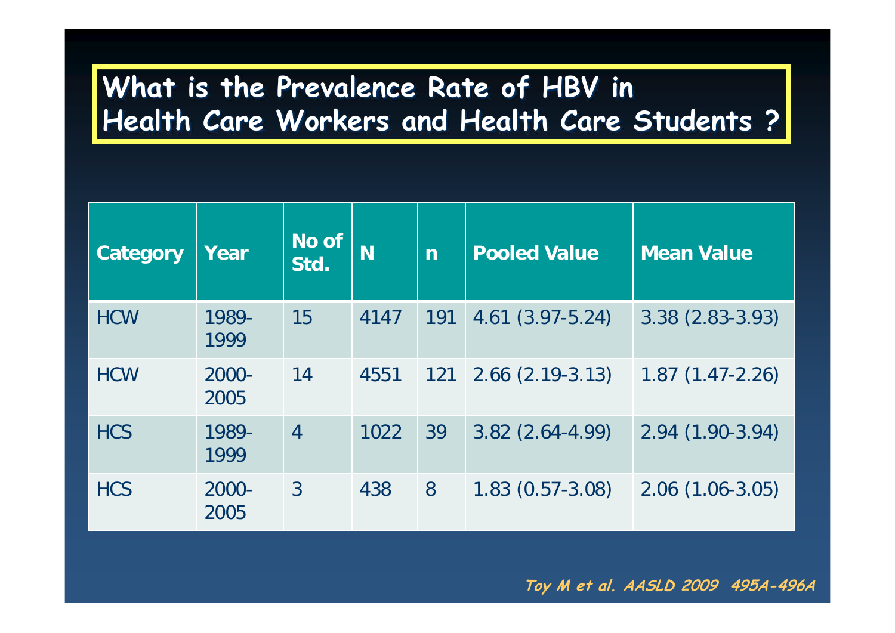# What is the Prevalence Rate of HBV in Health Care Workers and Health Care Students ?

| Category | Year | No of Std. | N | n | Pooled Value | Mean Value |
|---|---|---|---|---|---|---|
| HCW | 1989-1999 | 15 | 4147 | 191 | 4.61 (3.97-5.24) | 3.38 (2.83-3.93) |
| HCW | 2000-2005 | 14 | 4551 | 121 | 2.66 (2.19-3.13) | 1.87 (1.47-2.26) |
| HCS | 1989-1999 | 4 | 1022 | 39 | 3.82 (2.64-4.99) | 2.94 (1.90-3.94) |
| HCS | 2000-2005 | 3 | 438 | 8 | 1.83 (0.57-3.08) | 2.06 (1.06-3.05) |

***Toy M et al. AASLD 2009 495A-496A***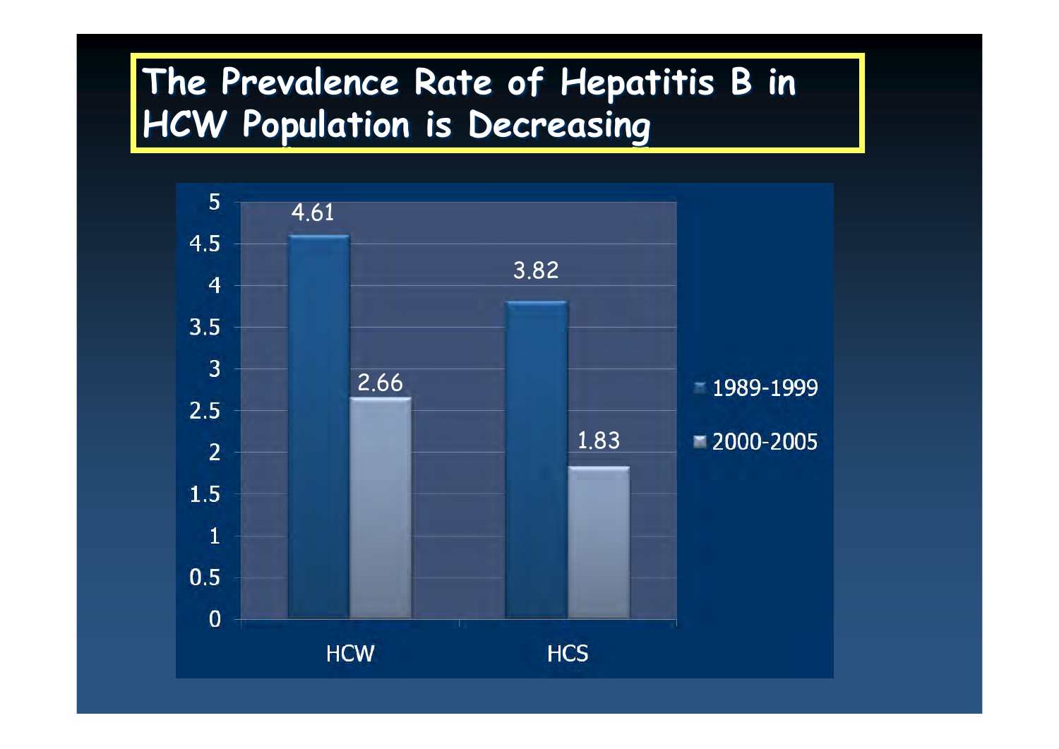# The Prevalence Rate of Hepatitis B in HCW Population is Decreasing

| | 1989-1999 | 2000-2005 |
|---|---|---|
| HCW | 4.61 | 2.66 |
| HCS | 3.82 | 1.83 |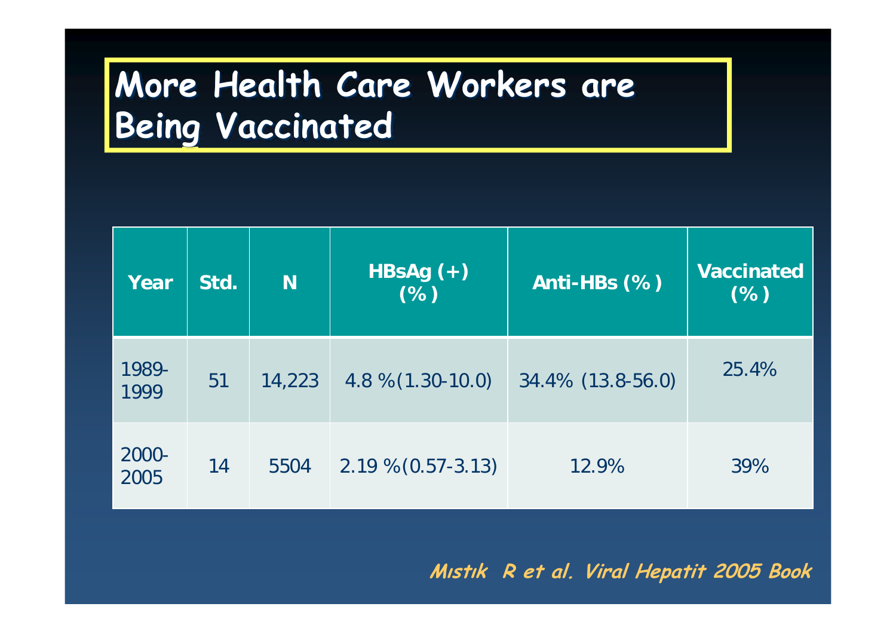# More Health Care Workers are Being Vaccinated

| Year | Std. | N | HBsAg (+) (%) | Anti-HBs (%) | Vaccinated (%) |
|---|---|---|---|---|---|
| 1989-1999 | 51 | 14,223 | 4.8 %(1.30-10.0) | 34.4% (13.8-56.0) | 25.4% |
| 2000-2005 | 14 | 5504 | 2.19 %(0.57-3.13) | 12.9% | 39% |

*Mıstık R et al. Viral Hepatit 2005 Book*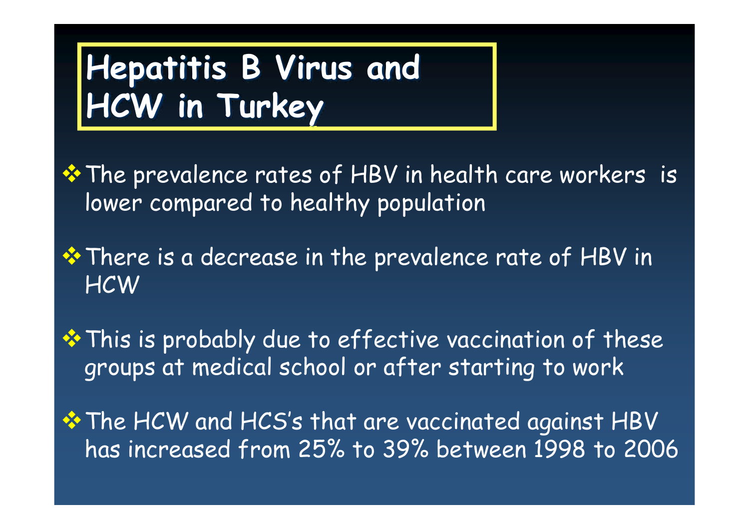# Hepatitis B Virus and HCW in Turkey

- The prevalence rates of HBV in health care workers is lower compared to healthy population
- There is a decrease in the prevalence rate of HBV in HCW
- This is probably due to effective vaccination of these groups at medical school or after starting to work
- The HCW and HCS's that are vaccinated against HBV has increased from 25% to 39% between 1998 to 2006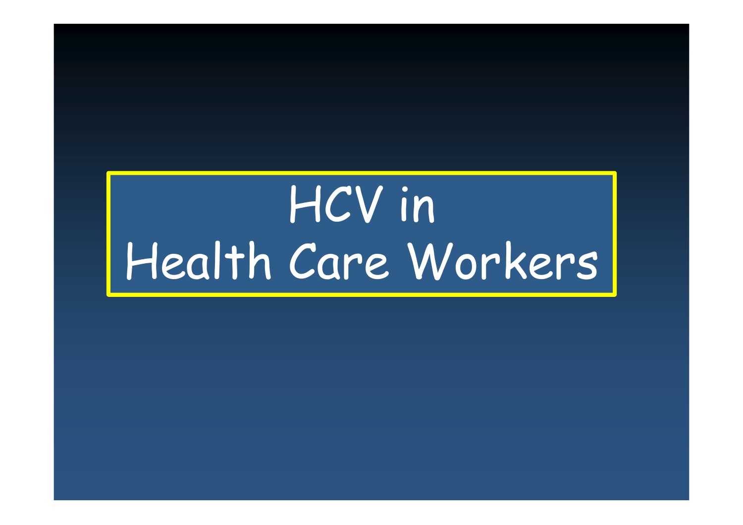# HCV in Health Care Workers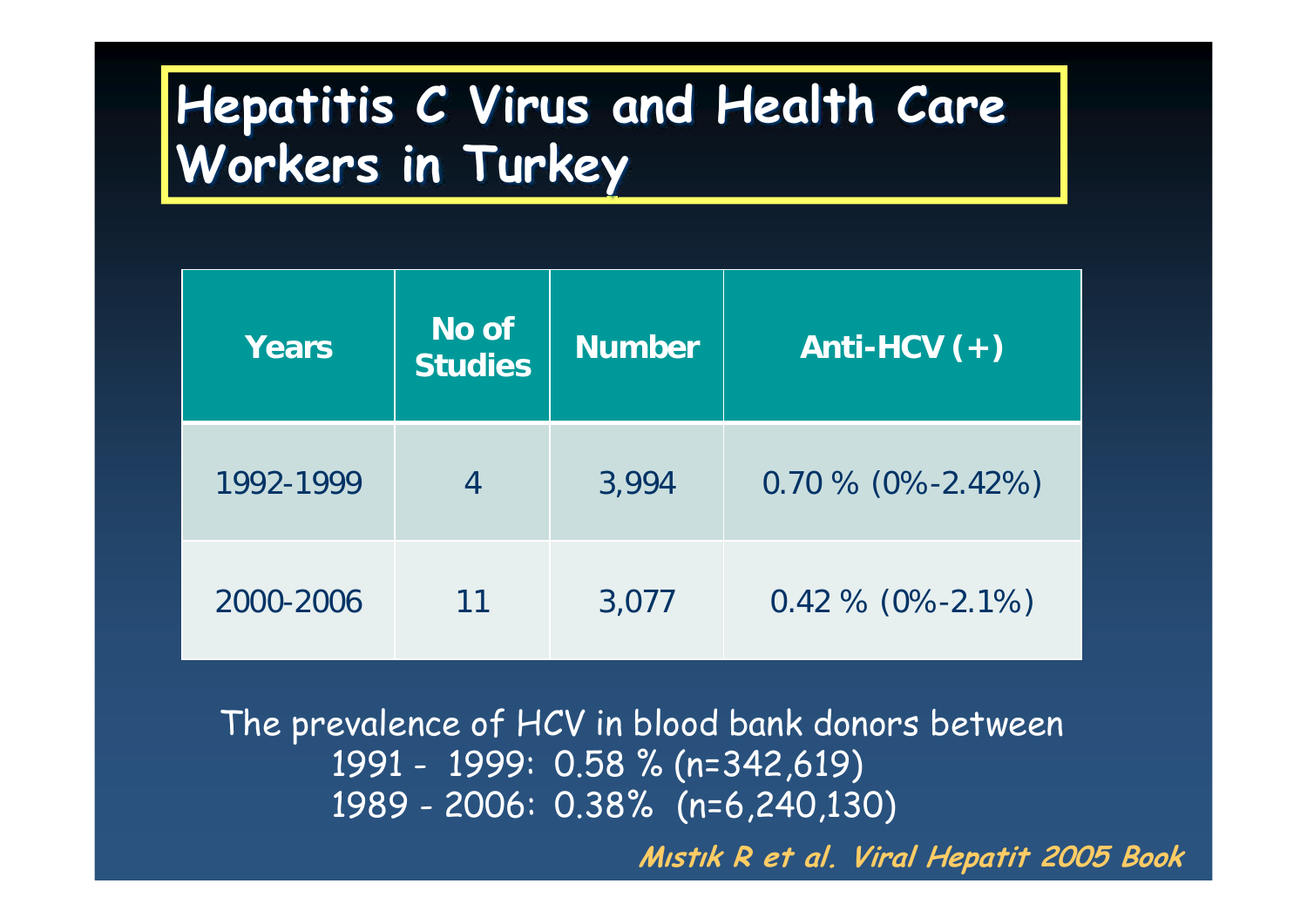# Hepatitis C Virus and Health Care Workers in Turkey

| Years | No of Studies | Number | Anti-HCV (+) |
|---|---|---|---|
| 1992-1999 | 4 | 3,994 | 0.70 % (0%-2.42%) |
| 2000-2006 | 11 | 3,077 | 0.42 % (0%-2.1%) |

The prevalence of HCV in blood bank donors between
1991 - 1999: 0.58 % (n=342,619)
1989 - 2006: 0.38% (n=6,240,130)

***Mıstık R et al. Viral Hepatit 2005 Book***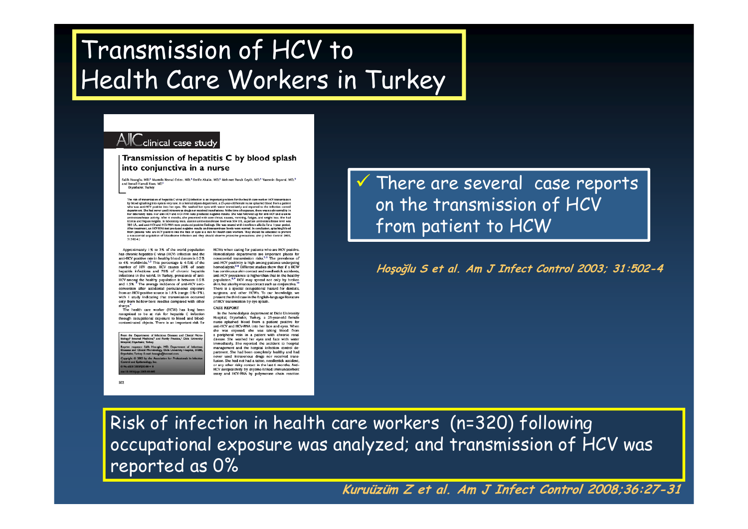# Transmission of HCV to Health Care Workers in Turkey

✓ There are several case reports on the transmission of HCV from patient to HCW

*Hoşoğlu S et al. Am J Infect Control 2003; 31:502-4*

Risk of infection in health care workers (n=320) following occupational exposure was analyzed; and transmission of HCV was reported as 0%

*Kuruüzüm Z et al. Am J Infect Control 2008;36:27-31*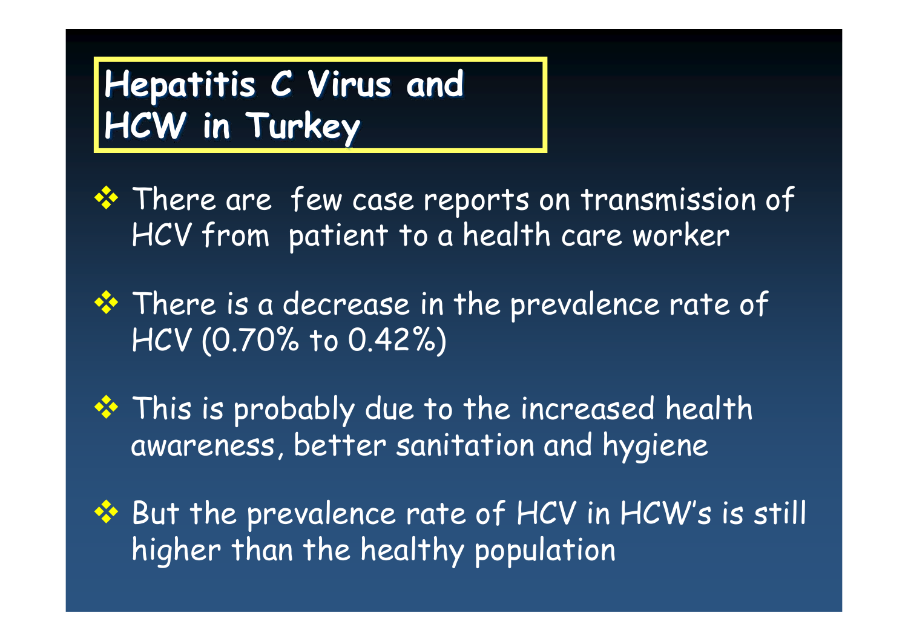# Hepatitis C Virus and HCW in Turkey

- There are few case reports on transmission of HCV from patient to a health care worker
- There is a decrease in the prevalence rate of HCV (0.70% to 0.42%)
- This is probably due to the increased health awareness, better sanitation and hygiene
- But the prevalence rate of HCV in HCW's is still higher than the healthy population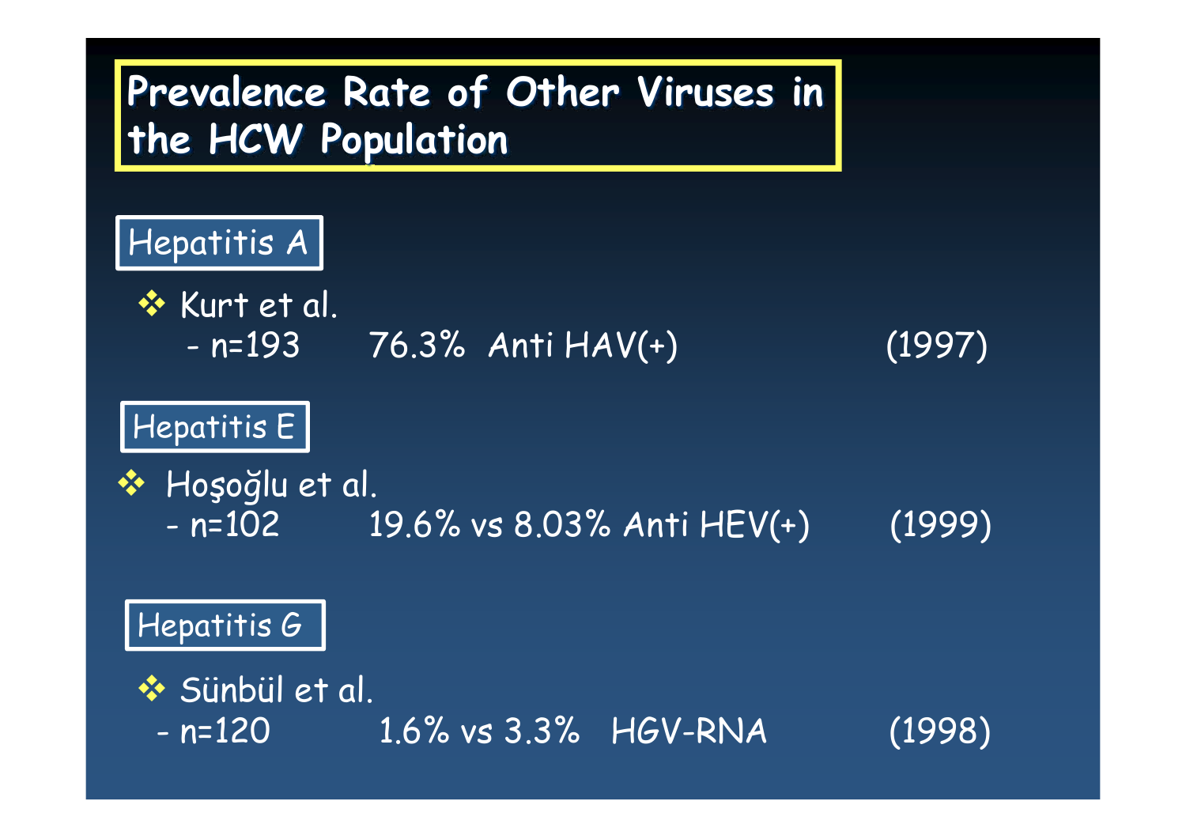# Prevalence Rate of Other Viruses in the HCW Population

## Hepatitis A

- Kurt et al.
  - n=193 76.3% Anti HAV(+) (1997)

## Hepatitis E

- Hoşoğlu et al.
  - n=102 19.6% vs 8.03% Anti HEV(+) (1999)

## Hepatitis G

- Sünbül et al.
  - n=120 1.6% vs 3.3% HGV-RNA (1998)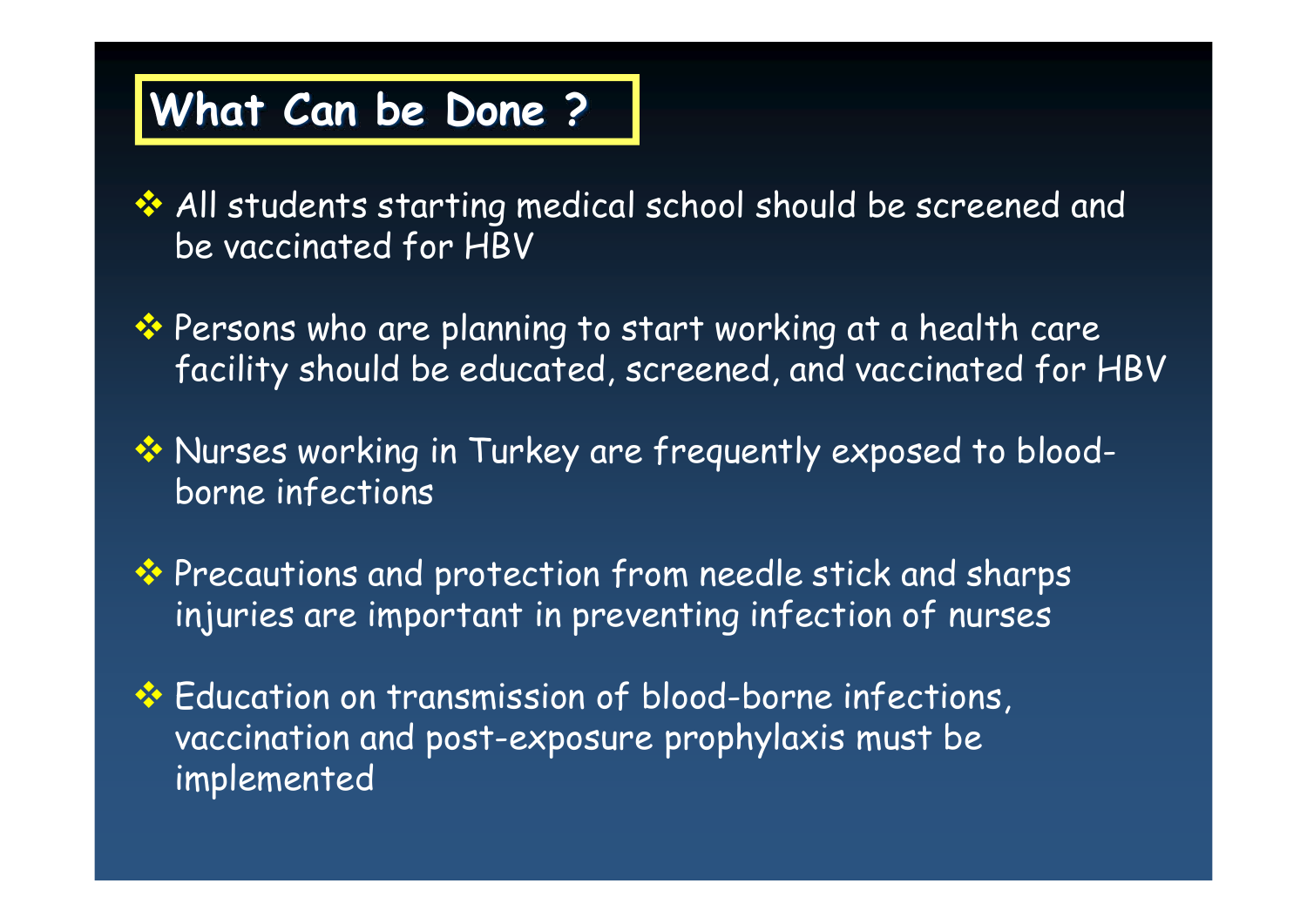## What Can be Done ?

- All students starting medical school should be screened and be vaccinated for HBV
- Persons who are planning to start working at a health care facility should be educated, screened, and vaccinated for HBV
- Nurses working in Turkey are frequently exposed to blood-borne infections
- Precautions and protection from needle stick and sharps injuries are important in preventing infection of nurses
- Education on transmission of blood-borne infections, vaccination and post-exposure prophylaxis must be implemented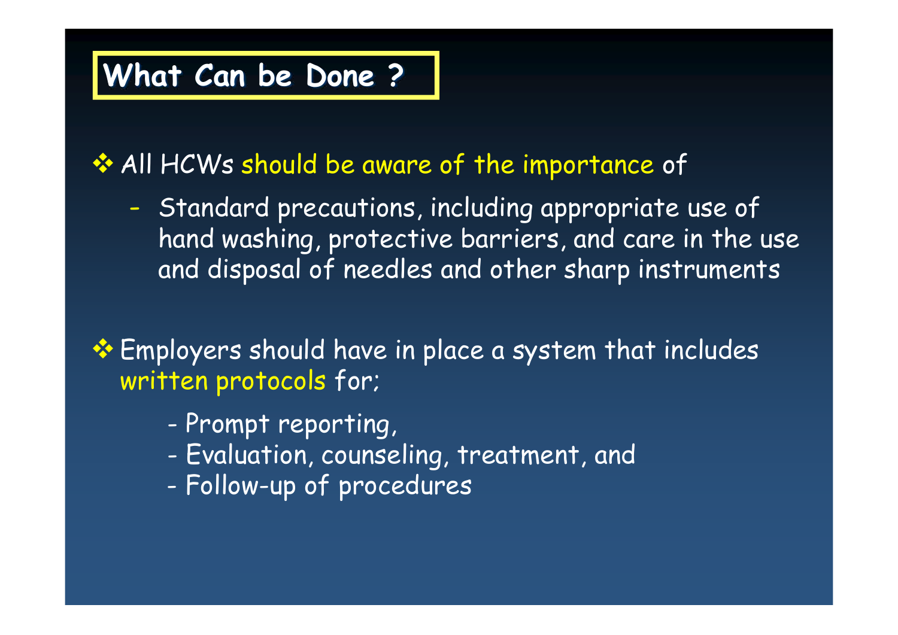## What Can be Done ?

- All HCWs should be aware of the importance of
  - Standard precautions, including appropriate use of hand washing, protective barriers, and care in the use and disposal of needles and other sharp instruments

- Employers should have in place a system that includes written protocols for;
  - Prompt reporting,
  - Evaluation, counseling, treatment, and
  - Follow-up of procedures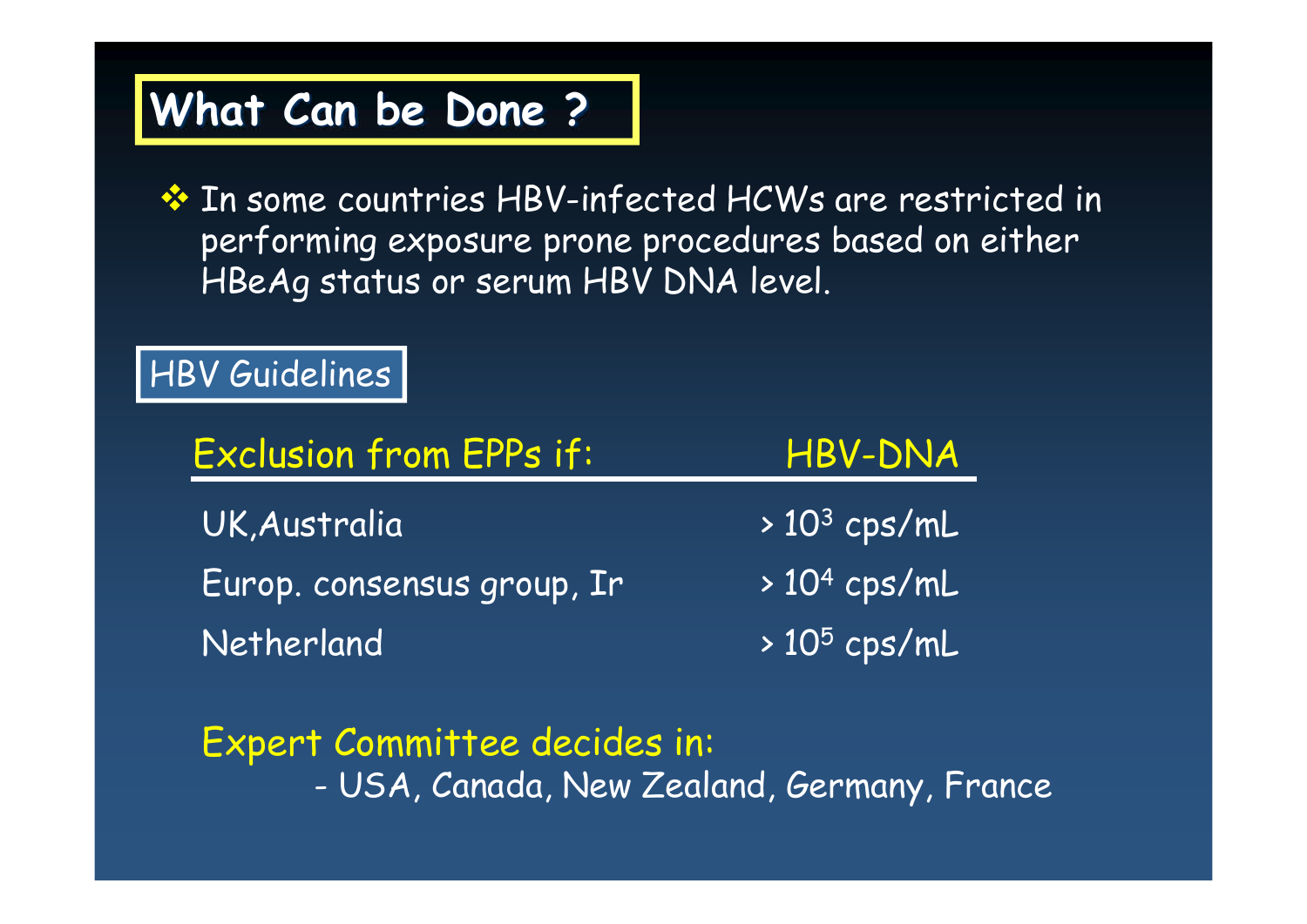# What Can be Done ?

- In some countries HBV-infected HCWs are restricted in performing exposure prone procedures based on either HBeAg status or serum HBV DNA level.

## HBV Guidelines

| Exclusion from EPPs if: | HBV-DNA |
|---|---|
| UK,Australia | > $10^3$ cps/mL |
| Europ. consensus group, Ir | > $10^4$ cps/mL |
| Netherland | > $10^5$ cps/mL |

Expert Committee decides in:

- USA, Canada, New Zealand, Germany, France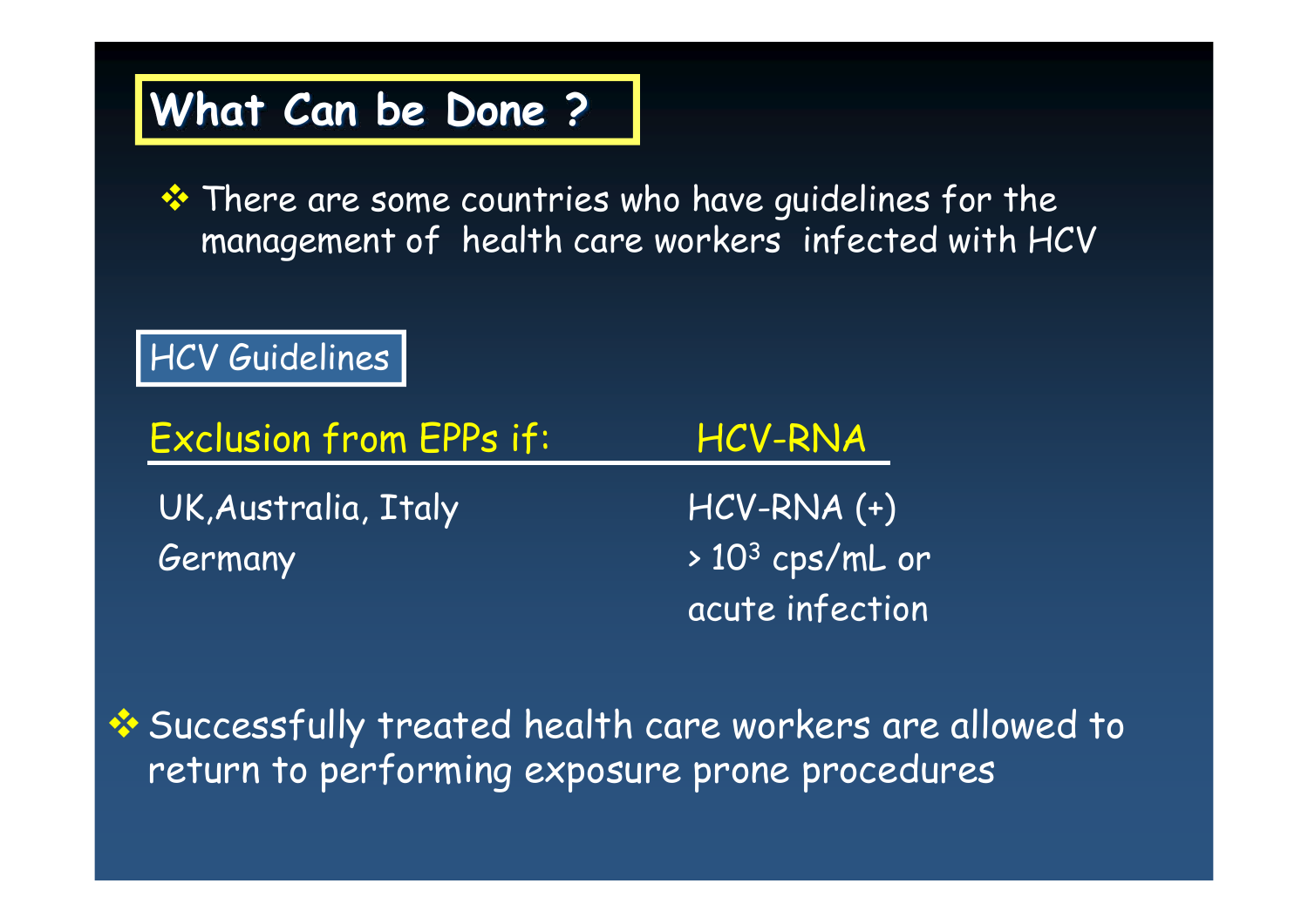# What Can be Done ?

- There are some countries who have guidelines for the management of health care workers infected with HCV

**HCV Guidelines**

| Exclusion from EPPs if: | HCV-RNA |
| --- | --- |
| UK, Australia, Italy | HCV-RNA (+) |
| Germany | > $10^3$ cps/mL or acute infection |

- Successfully treated health care workers are allowed to return to performing exposure prone procedures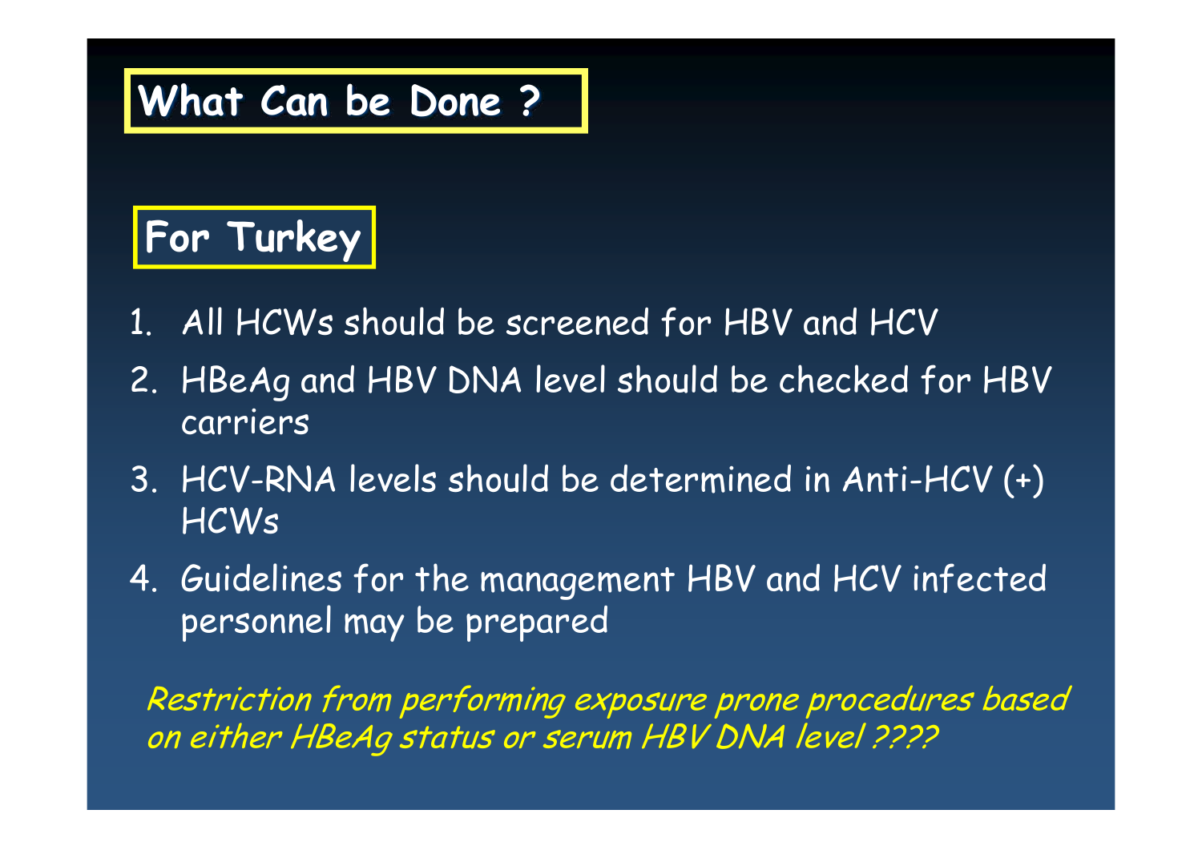# What Can be Done ?

## For Turkey

1. All HCWs should be screened for HBV and HCV
2. HBeAg and HBV DNA level should be checked for HBV carriers
3. HCV-RNA levels should be determined in Anti-HCV (+) HCWs
4. Guidelines for the management HBV and HCV infected personnel may be prepared

*Restriction from performing exposure prone procedures based on either HBeAg status or serum HBV DNA level ????*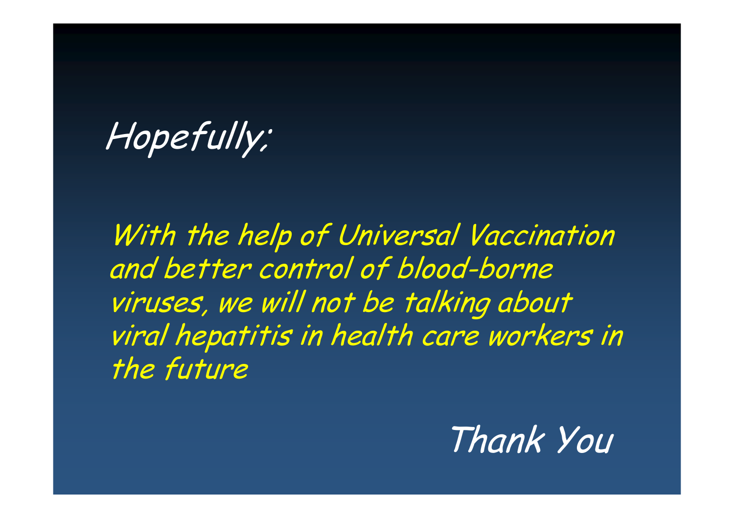# Hopefully;

*With the help of Universal Vaccination and better control of blood-borne viruses, we will not be talking about viral hepatitis in health care workers in the future*

Thank You